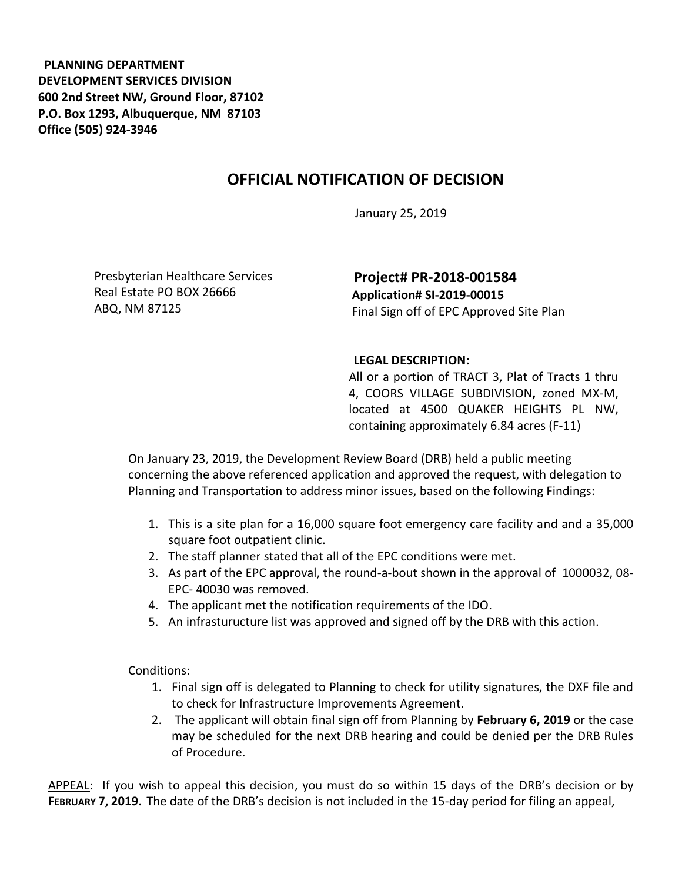**PLANNING DEPARTMENT**
**DEVELOPMENT SERVICES DIVISION**
**600 2nd Street NW, Ground Floor, 87102**
**P.O. Box 1293, Albuquerque, NM 87103**
**Office (505) 924-3946**

# OFFICIAL NOTIFICATION OF DECISION

January 25, 2019

Presbyterian Healthcare Services
Real Estate PO BOX 26666
ABQ, NM 87125

**Project# PR-2018-001584**
**Application# SI-2019-00015**
Final Sign off of EPC Approved Site Plan

**LEGAL DESCRIPTION:**
All or a portion of TRACT 3, Plat of Tracts 1 thru 4, COORS VILLAGE SUBDIVISION**,** zoned MX-M, located at 4500 QUAKER HEIGHTS PL NW, containing approximately 6.84 acres (F-11)

On January 23, 2019, the Development Review Board (DRB) held a public meeting concerning the above referenced application and approved the request, with delegation to Planning and Transportation to address minor issues, based on the following Findings:

1. This is a site plan for a 16,000 square foot emergency care facility and and a 35,000 square foot outpatient clinic.
2. The staff planner stated that all of the EPC conditions were met.
3. As part of the EPC approval, the round-a-bout shown in the approval of 1000032, 08-EPC- 40030 was removed.
4. The applicant met the notification requirements of the IDO.
5. An infrasturucture list was approved and signed off by the DRB with this action.

Conditions:

1. Final sign off is delegated to Planning to check for utility signatures, the DXF file and to check for Infrastructure Improvements Agreement.
2. The applicant will obtain final sign off from Planning by **February 6, 2019** or the case may be scheduled for the next DRB hearing and could be denied per the DRB Rules of Procedure.

APPEAL: If you wish to appeal this decision, you must do so within 15 days of the DRB's decision or by **FEBRUARY 7, 2019.** The date of the DRB's decision is not included in the 15-day period for filing an appeal,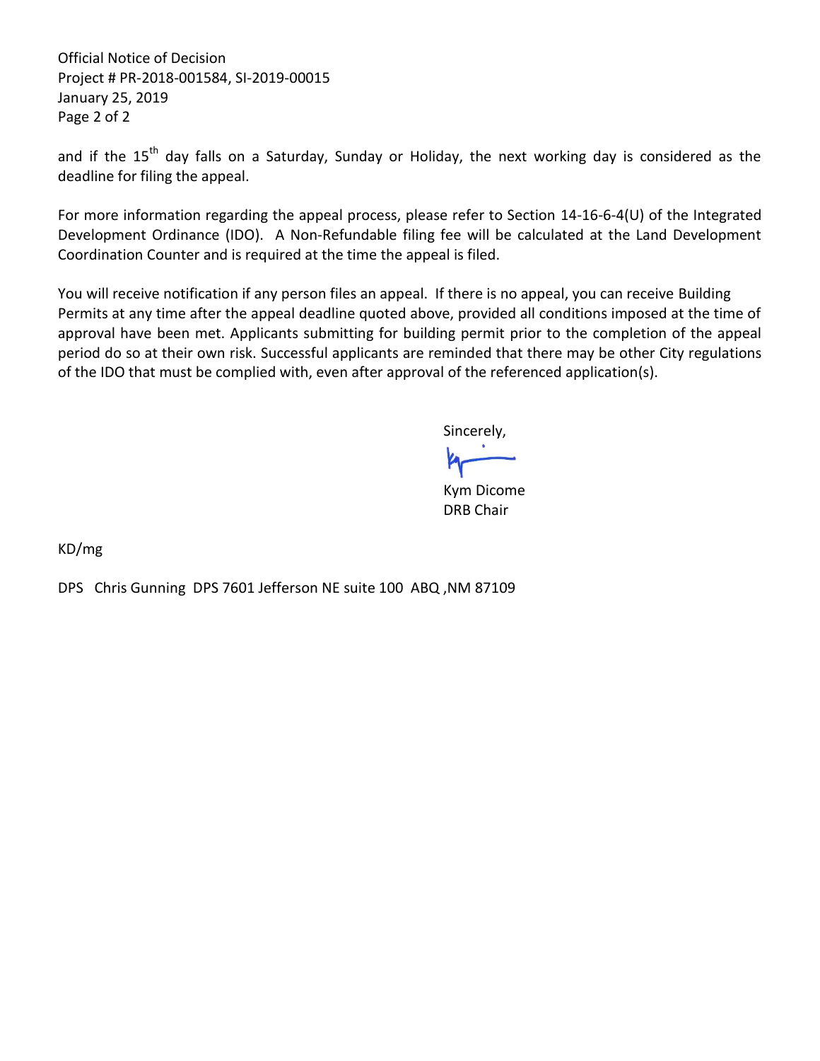and if the 15th day falls on a Saturday, Sunday or Holiday, the next working day is considered as the deadline for filing the appeal.

For more information regarding the appeal process, please refer to Section 14-16-6-4(U) of the Integrated Development Ordinance (IDO). A Non-Refundable filing fee will be calculated at the Land Development Coordination Counter and is required at the time the appeal is filed.

You will receive notification if any person files an appeal. If there is no appeal, you can receive Building Permits at any time after the appeal deadline quoted above, provided all conditions imposed at the time of approval have been met. Applicants submitting for building permit prior to the completion of the appeal period do so at their own risk. Successful applicants are reminded that there may be other City regulations of the IDO that must be complied with, even after approval of the referenced application(s).

Sincerely,

Kym Dicome
DRB Chair

KD/mg

DPS Chris Gunning DPS 7601 Jefferson NE suite 100 ABQ ,NM 87109